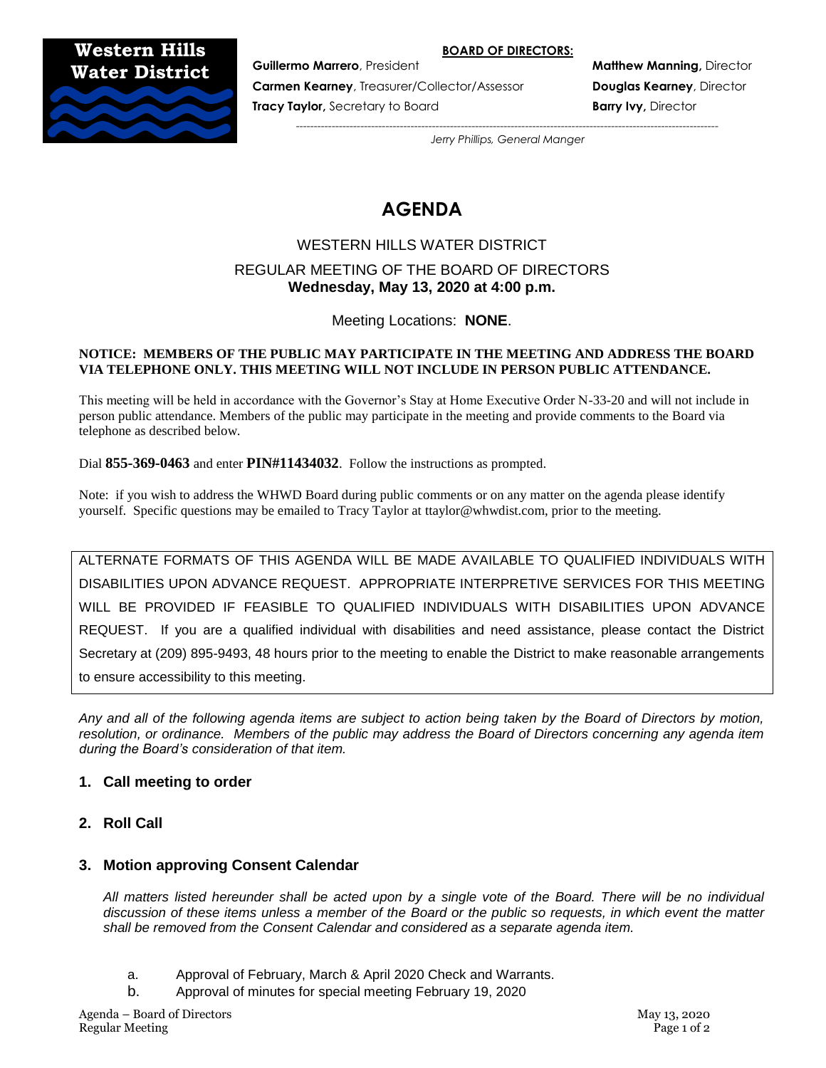**Western Hills Water District**

**BOARD OF DIRECTORS:**

**Guillermo Marrero**, President
**Carmen Kearney**, Treasurer/Collector/Assessor
**Tracy Taylor,** Secretary to Board

**Matthew Manning,** Director
**Douglas Kearney**, Director
**Barry Ivy,** Director

*Jerry Phillips, General Manger*

# AGENDA

## WESTERN HILLS WATER DISTRICT

REGULAR MEETING OF THE BOARD OF DIRECTORS
**Wednesday, May 13, 2020 at 4:00 p.m.**

Meeting Locations: **NONE**.

**NOTICE: MEMBERS OF THE PUBLIC MAY PARTICIPATE IN THE MEETING AND ADDRESS THE BOARD VIA TELEPHONE ONLY. THIS MEETING WILL NOT INCLUDE IN PERSON PUBLIC ATTENDANCE.**

This meeting will be held in accordance with the Governor's Stay at Home Executive Order N-33-20 and will not include in person public attendance. Members of the public may participate in the meeting and provide comments to the Board via telephone as described below.

Dial **855-369-0463** and enter **PIN#11434032**. Follow the instructions as prompted.

Note: if you wish to address the WHWD Board during public comments or on any matter on the agenda please identify yourself. Specific questions may be emailed to Tracy Taylor at ttaylor@whwdist.com, prior to the meeting.

ALTERNATE FORMATS OF THIS AGENDA WILL BE MADE AVAILABLE TO QUALIFIED INDIVIDUALS WITH DISABILITIES UPON ADVANCE REQUEST. APPROPRIATE INTERPRETIVE SERVICES FOR THIS MEETING WILL BE PROVIDED IF FEASIBLE TO QUALIFIED INDIVIDUALS WITH DISABILITIES UPON ADVANCE REQUEST. If you are a qualified individual with disabilities and need assistance, please contact the District Secretary at (209) 895-9493, 48 hours prior to the meeting to enable the District to make reasonable arrangements to ensure accessibility to this meeting.

*Any and all of the following agenda items are subject to action being taken by the Board of Directors by motion, resolution, or ordinance. Members of the public may address the Board of Directors concerning any agenda item during the Board's consideration of that item.*

### 1. Call meeting to order

### 2. Roll Call

### 3. Motion approving Consent Calendar

*All matters listed hereunder shall be acted upon by a single vote of the Board. There will be no individual discussion of these items unless a member of the Board or the public so requests, in which event the matter shall be removed from the Consent Calendar and considered as a separate agenda item.*

a. Approval of February, March & April 2020 Check and Warrants.
b. Approval of minutes for special meeting February 19, 2020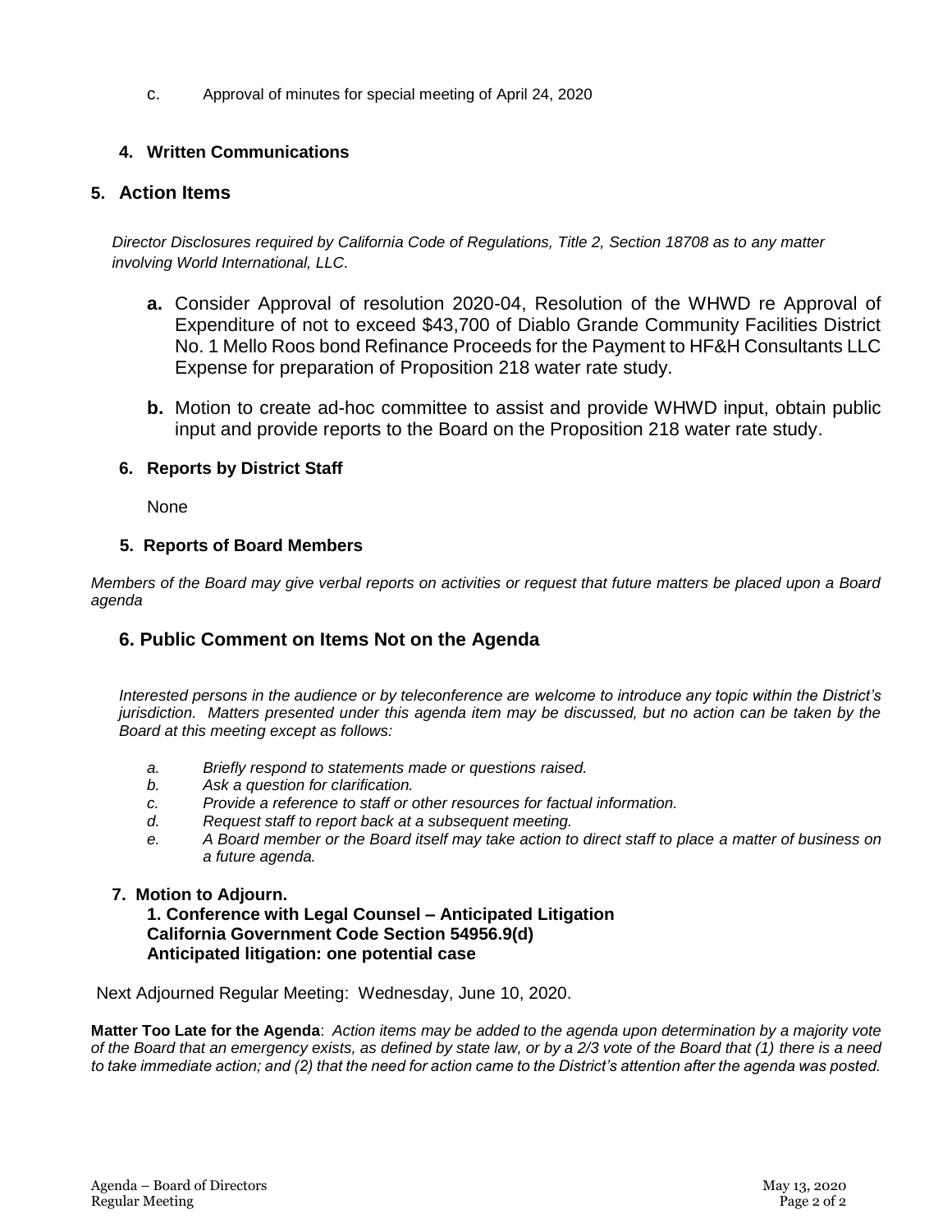c. Approval of minutes for special meeting of April 24, 2020

**4. Written Communications**

## 5. Action Items

*Director Disclosures required by California Code of Regulations, Title 2, Section 18708 as to any matter involving World International, LLC.*

**a.** Consider Approval of resolution 2020-04, Resolution of the WHWD re Approval of Expenditure of not to exceed $43,700 of Diablo Grande Community Facilities District No. 1 Mello Roos bond Refinance Proceeds for the Payment to HF&H Consultants LLC Expense for preparation of Proposition 218 water rate study.

**b.** Motion to create ad-hoc committee to assist and provide WHWD input, obtain public input and provide reports to the Board on the Proposition 218 water rate study.

**6. Reports by District Staff**

None

**5. Reports of Board Members**

*Members of the Board may give verbal reports on activities or request that future matters be placed upon a Board agenda*

## 6. Public Comment on Items Not on the Agenda

*Interested persons in the audience or by teleconference are welcome to introduce any topic within the District's jurisdiction. Matters presented under this agenda item may be discussed, but no action can be taken by the Board at this meeting except as follows:*

- *a. Briefly respond to statements made or questions raised.*
- *b. Ask a question for clarification.*
- *c. Provide a reference to staff or other resources for factual information.*
- *d. Request staff to report back at a subsequent meeting.*
- *e. A Board member or the Board itself may take action to direct staff to place a matter of business on a future agenda.*

**7. Motion to Adjourn.**

**1. Conference with Legal Counsel – Anticipated Litigation**
**California Government Code Section 54956.9(d)**
**Anticipated litigation: one potential case**

Next Adjourned Regular Meeting: Wednesday, June 10, 2020.

**Matter Too Late for the Agenda**: *Action items may be added to the agenda upon determination by a majority vote of the Board that an emergency exists, as defined by state law, or by a 2/3 vote of the Board that (1) there is a need to take immediate action; and (2) that the need for action came to the District's attention after the agenda was posted.*